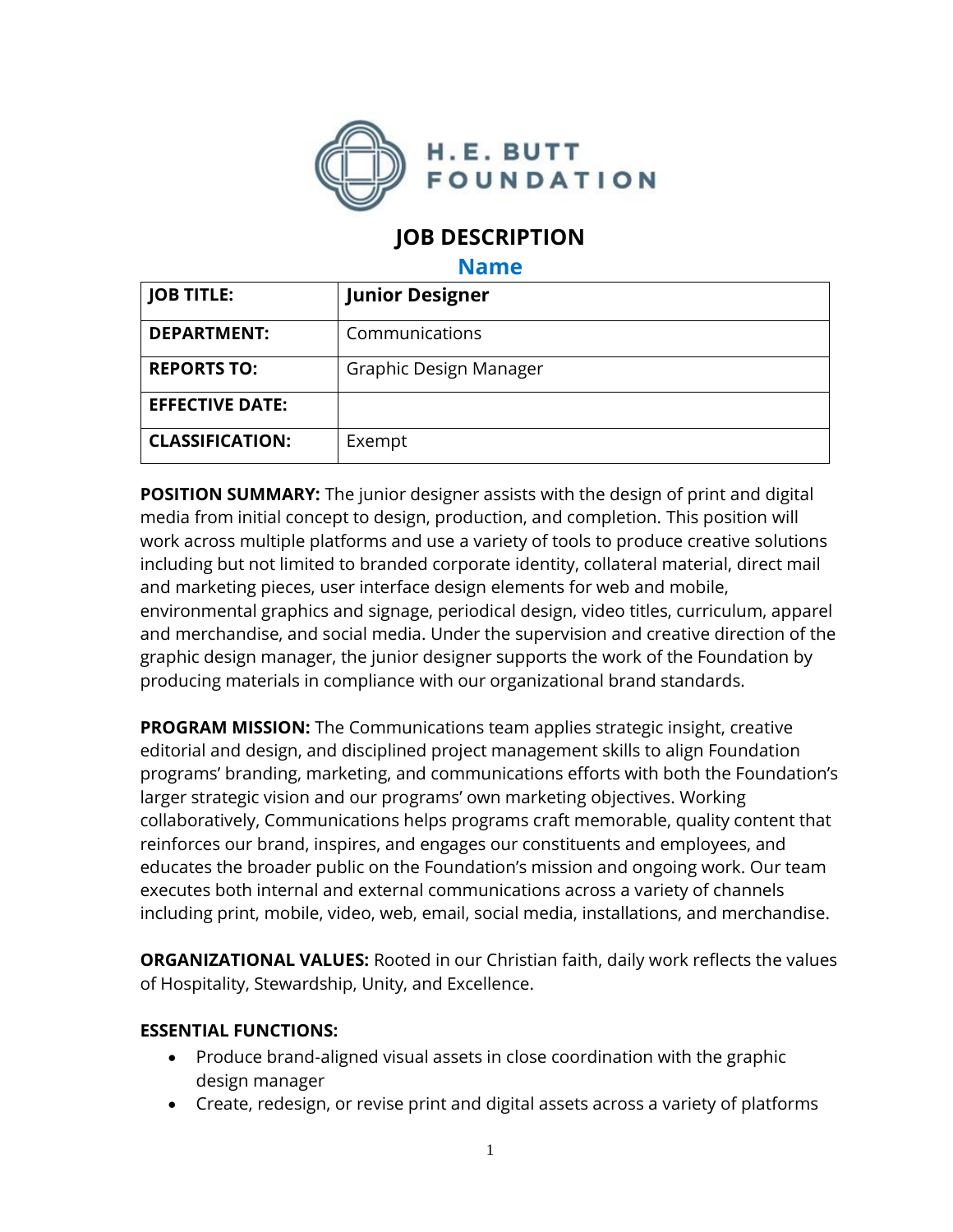H.E. BUTT FOUNDATION

# JOB DESCRIPTION

## Name

| **JOB TITLE:** | **Junior Designer** |
|---|---|
| **DEPARTMENT:** | Communications |
| **REPORTS TO:** | Graphic Design Manager |
| **EFFECTIVE DATE:** | |
| **CLASSIFICATION:** | Exempt |

**POSITION SUMMARY:** The junior designer assists with the design of print and digital media from initial concept to design, production, and completion. This position will work across multiple platforms and use a variety of tools to produce creative solutions including but not limited to branded corporate identity, collateral material, direct mail and marketing pieces, user interface design elements for web and mobile, environmental graphics and signage, periodical design, video titles, curriculum, apparel and merchandise, and social media. Under the supervision and creative direction of the graphic design manager, the junior designer supports the work of the Foundation by producing materials in compliance with our organizational brand standards.

**PROGRAM MISSION:** The Communications team applies strategic insight, creative editorial and design, and disciplined project management skills to align Foundation programs' branding, marketing, and communications efforts with both the Foundation's larger strategic vision and our programs' own marketing objectives. Working collaboratively, Communications helps programs craft memorable, quality content that reinforces our brand, inspires, and engages our constituents and employees, and educates the broader public on the Foundation's mission and ongoing work. Our team executes both internal and external communications across a variety of channels including print, mobile, video, web, email, social media, installations, and merchandise.

**ORGANIZATIONAL VALUES:** Rooted in our Christian faith, daily work reflects the values of Hospitality, Stewardship, Unity, and Excellence.

**ESSENTIAL FUNCTIONS:**

- Produce brand-aligned visual assets in close coordination with the graphic design manager
- Create, redesign, or revise print and digital assets across a variety of platforms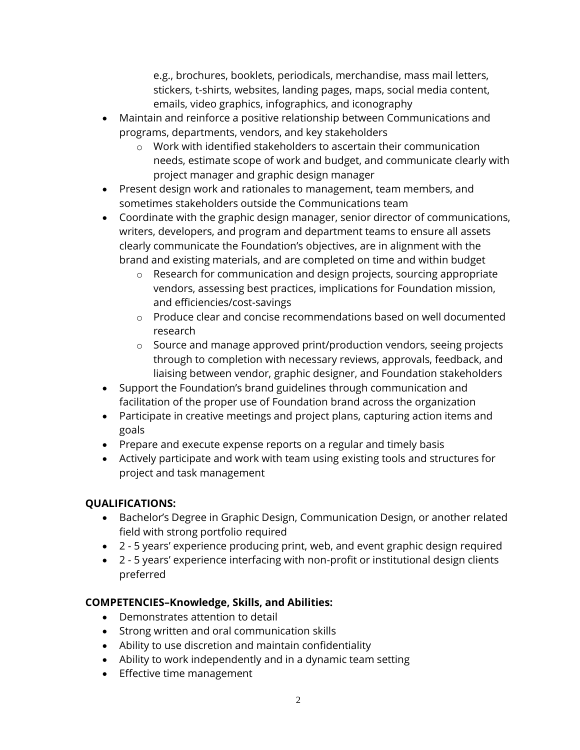e.g., brochures, booklets, periodicals, merchandise, mass mail letters, stickers, t-shirts, websites, landing pages, maps, social media content, emails, video graphics, infographics, and iconography

- Maintain and reinforce a positive relationship between Communications and programs, departments, vendors, and key stakeholders
    - Work with identified stakeholders to ascertain their communication needs, estimate scope of work and budget, and communicate clearly with project manager and graphic design manager
- Present design work and rationales to management, team members, and sometimes stakeholders outside the Communications team
- Coordinate with the graphic design manager, senior director of communications, writers, developers, and program and department teams to ensure all assets clearly communicate the Foundation's objectives, are in alignment with the brand and existing materials, and are completed on time and within budget
    - Research for communication and design projects, sourcing appropriate vendors, assessing best practices, implications for Foundation mission, and efficiencies/cost-savings
    - Produce clear and concise recommendations based on well documented research
    - Source and manage approved print/production vendors, seeing projects through to completion with necessary reviews, approvals, feedback, and liaising between vendor, graphic designer, and Foundation stakeholders
- Support the Foundation's brand guidelines through communication and facilitation of the proper use of Foundation brand across the organization
- Participate in creative meetings and project plans, capturing action items and goals
- Prepare and execute expense reports on a regular and timely basis
- Actively participate and work with team using existing tools and structures for project and task management

**QUALIFICATIONS:**

- Bachelor's Degree in Graphic Design, Communication Design, or another related field with strong portfolio required
- 2 - 5 years' experience producing print, web, and event graphic design required
- 2 - 5 years' experience interfacing with non-profit or institutional design clients preferred

**COMPETENCIES–Knowledge, Skills, and Abilities:**

- Demonstrates attention to detail
- Strong written and oral communication skills
- Ability to use discretion and maintain confidentiality
- Ability to work independently and in a dynamic team setting
- Effective time management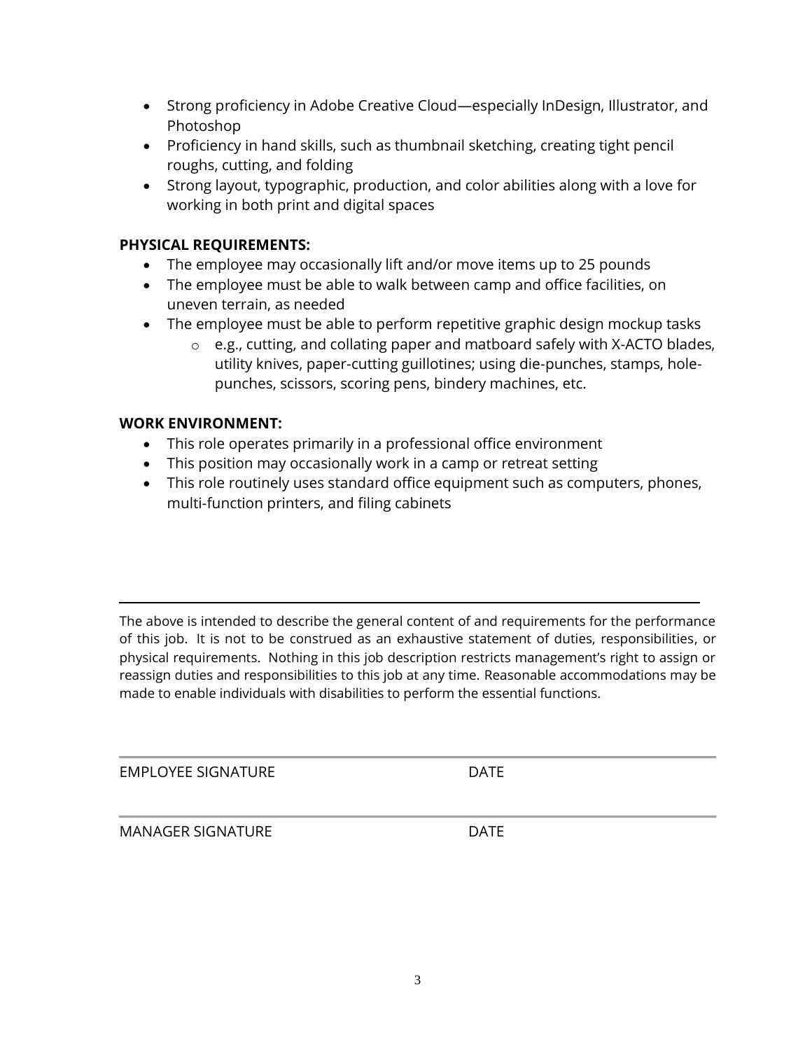- Strong proficiency in Adobe Creative Cloud—especially InDesign, Illustrator, and Photoshop
- Proficiency in hand skills, such as thumbnail sketching, creating tight pencil roughs, cutting, and folding
- Strong layout, typographic, production, and color abilities along with a love for working in both print and digital spaces

**PHYSICAL REQUIREMENTS:**

- The employee may occasionally lift and/or move items up to 25 pounds
- The employee must be able to walk between camp and office facilities, on uneven terrain, as needed
- The employee must be able to perform repetitive graphic design mockup tasks
  - e.g., cutting, and collating paper and matboard safely with X-ACTO blades, utility knives, paper-cutting guillotines; using die-punches, stamps, hole-punches, scissors, scoring pens, bindery machines, etc.

**WORK ENVIRONMENT:**

- This role operates primarily in a professional office environment
- This position may occasionally work in a camp or retreat setting
- This role routinely uses standard office equipment such as computers, phones, multi-function printers, and filing cabinets

---

The above is intended to describe the general content of and requirements for the performance of this job. It is not to be construed as an exhaustive statement of duties, responsibilities, or physical requirements. Nothing in this job description restricts management's right to assign or reassign duties and responsibilities to this job at any time. Reasonable accommodations may be made to enable individuals with disabilities to perform the essential functions.

---

EMPLOYEE SIGNATURE DATE

---

MANAGER SIGNATURE DATE